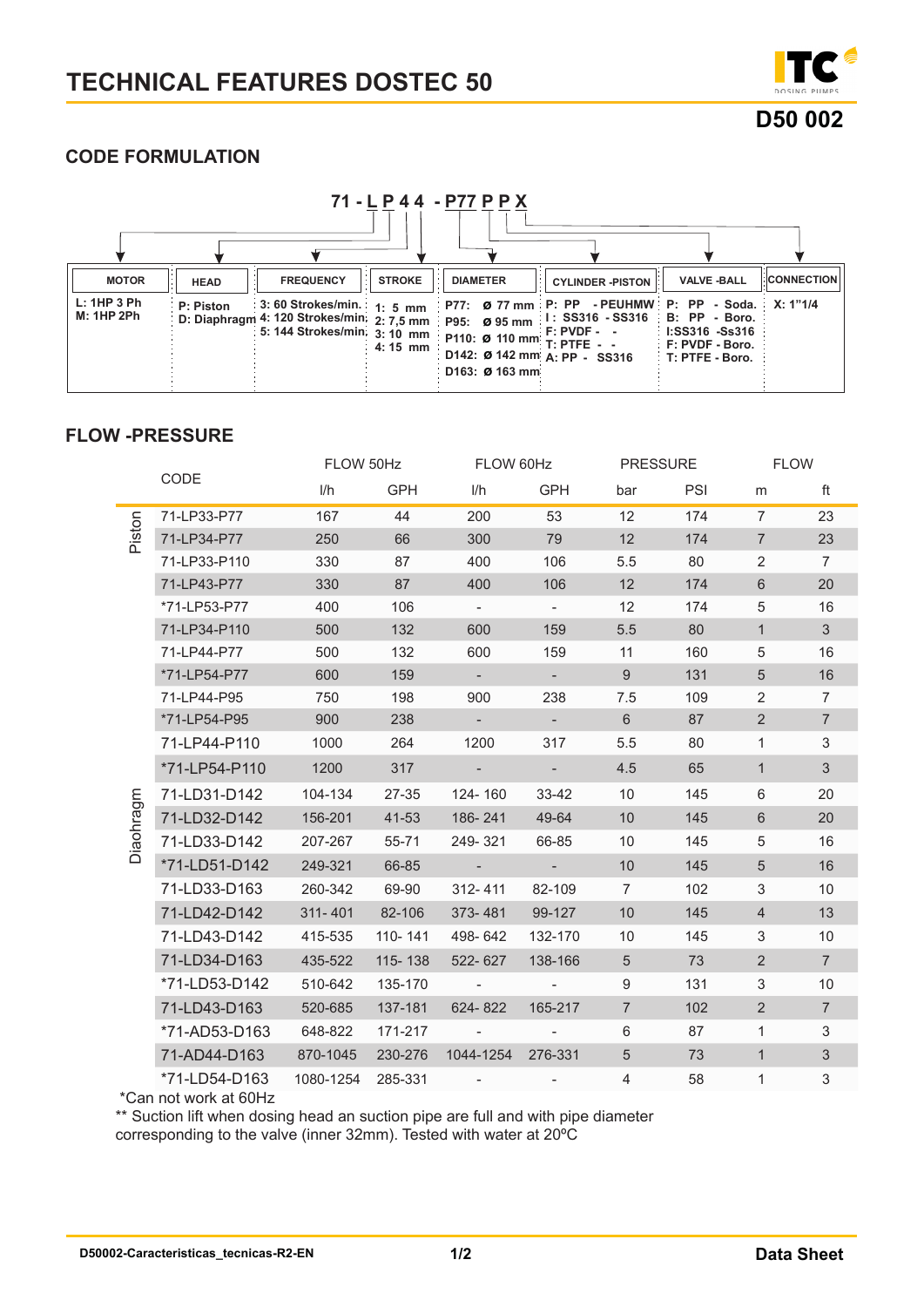# TECHNICAL FEATURES DOSTEC 50

**D50 002**

## CODE FORMULATION

**71 - L P 4 4 - P77 P P X**

| MOTOR | HEAD | FREQUENCY | STROKE | DIAMETER | CYLINDER -PISTON | VALVE -BALL | CONNECTION |
|---|---|---|---|---|---|---|---|
| L: 1HP 3 Ph<br>M: 1HP 2Ph | P: Piston<br>D: Diaphragm | 3: 60 Strokes/min.<br>4: 120 Strokes/min.<br>5: 144 Strokes/min. | 1: 5 mm<br>2: 7,5 mm<br>3: 10 mm<br>4: 15 mm | P77: Ø 77 mm<br>P95: Ø 95 mm<br>P110: Ø 110 mm<br>D142: Ø 142 mm<br>D163: Ø 163 mm | P: PP - PEUHMW<br>I: SS316 - SS316<br>F: PVDF - -<br>T: PTFE - -<br>A: PP - SS316 | P: PP - Soda.<br>B: PP - Boro.<br>I:SS316 -Ss316<br>F: PVDF - Boro.<br>T: PTFE - Boro. | X: 1"1/4 |

## FLOW -PRESSURE

| | CODE | FLOW 50Hz | | FLOW 60Hz | | PRESSURE | | FLOW | |
|---|---|---|---|---|---|---|---|---|---|
| | | l/h | GPH | l/h | GPH | bar | PSI | m | ft |
| Piston | 71-LP33-P77 | 167 | 44 | 200 | 53 | 12 | 174 | 7 | 23 |
| | 71-LP34-P77 | 250 | 66 | 300 | 79 | 12 | 174 | 7 | 23 |
| | 71-LP33-P110 | 330 | 87 | 400 | 106 | 5.5 | 80 | 2 | 7 |
| | 71-LP43-P77 | 330 | 87 | 400 | 106 | 12 | 174 | 6 | 20 |
| | *71-LP53-P77 | 400 | 106 | - | - | 12 | 174 | 5 | 16 |
| | 71-LP34-P110 | 500 | 132 | 600 | 159 | 5.5 | 80 | 1 | 3 |
| | 71-LP44-P77 | 500 | 132 | 600 | 159 | 11 | 160 | 5 | 16 |
| | *71-LP54-P77 | 600 | 159 | - | - | 9 | 131 | 5 | 16 |
| | 71-LP44-P95 | 750 | 198 | 900 | 238 | 7.5 | 109 | 2 | 7 |
| | *71-LP54-P95 | 900 | 238 | - | - | 6 | 87 | 2 | 7 |
| | 71-LP44-P110 | 1000 | 264 | 1200 | 317 | 5.5 | 80 | 1 | 3 |
| | *71-LP54-P110 | 1200 | 317 | - | - | 4.5 | 65 | 1 | 3 |
| Diaohragm | 71-LD31-D142 | 104-134 | 27-35 | 124- 160 | 33-42 | 10 | 145 | 6 | 20 |
| | 71-LD32-D142 | 156-201 | 41-53 | 186- 241 | 49-64 | 10 | 145 | 6 | 20 |
| | 71-LD33-D142 | 207-267 | 55-71 | 249- 321 | 66-85 | 10 | 145 | 5 | 16 |
| | *71-LD51-D142 | 249-321 | 66-85 | - | - | 10 | 145 | 5 | 16 |
| | 71-LD33-D163 | 260-342 | 69-90 | 312- 411 | 82-109 | 7 | 102 | 3 | 10 |
| | 71-LD42-D142 | 311- 401 | 82-106 | 373- 481 | 99-127 | 10 | 145 | 4 | 13 |
| | 71-LD43-D142 | 415-535 | 110- 141 | 498- 642 | 132-170 | 10 | 145 | 3 | 10 |
| | 71-LD34-D163 | 435-522 | 115- 138 | 522- 627 | 138-166 | 5 | 73 | 2 | 7 |
| | *71-LD53-D142 | 510-642 | 135-170 | - | - | 9 | 131 | 3 | 10 |
| | 71-LD43-D163 | 520-685 | 137-181 | 624- 822 | 165-217 | 7 | 102 | 2 | 7 |
| | *71-AD53-D163 | 648-822 | 171-217 | - | - | 6 | 87 | 1 | 3 |
| | 71-AD44-D163 | 870-1045 | 230-276 | 1044-1254 | 276-331 | 5 | 73 | 1 | 3 |
| | *71-LD54-D163 | 1080-1254 | 285-331 | - | - | 4 | 58 | 1 | 3 |

*Can not work at 60Hz

** Suction lift when dosing head an suction pipe are full and with pipe diameter corresponding to the valve (inner 32mm). Tested with water at 20ºC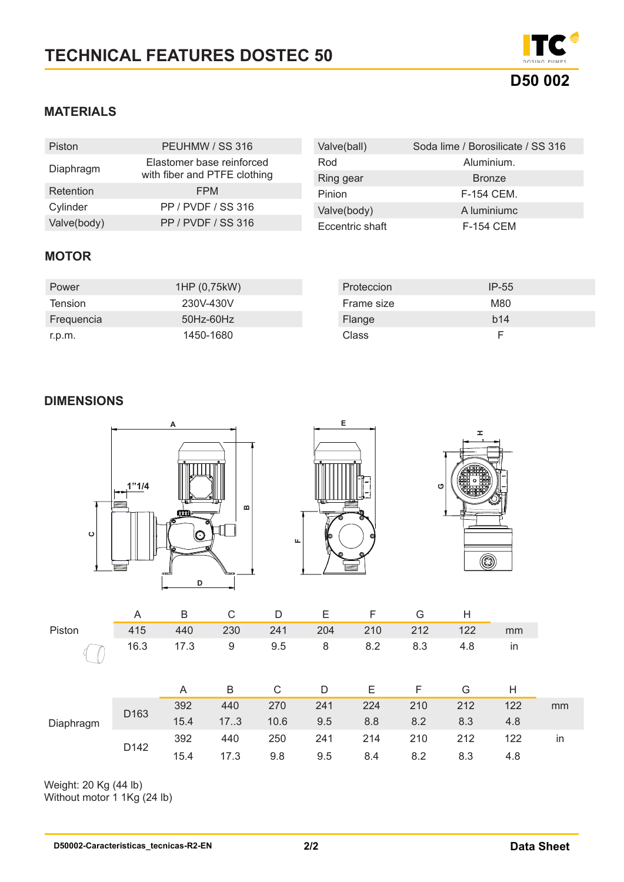# TECHNICAL FEATURES DOSTEC 50

**D50 002**

## MATERIALS

| | |
|---|---|
| Piston | PEUHMW / SS 316 |
| Diaphragm | Elastomer base reinforced with fiber and PTFE clothing |
| Retention | FPM |
| Cylinder | PP / PVDF / SS 316 |
| Valve(body) | PP / PVDF / SS 316 |

| | |
|---|---|
| Valve(ball) | Soda lime / Borosilicate / SS 316 |
| Rod | Aluminium. |
| Ring gear | Bronze |
| Pinion | F-154 CEM. |
| Valve(body) | A luminiumc |
| Eccentric shaft | F-154 CEM |

## MOTOR

| | |
|---|---|
| Power | 1HP (0,75kW) |
| Tension | 230V-430V |
| Frequencia | 50Hz-60Hz |
| r.p.m. | 1450-1680 |

| | |
|---|---|
| Proteccion | IP-55 |
| Frame size | M80 |
| Flange | b14 |
| Class | F |

## DIMENSIONS

A
1"1/4
B
C
D
E
F
G
H

| | A | B | C | D | E | F | G | H | |
|---|---|---|---|---|---|---|---|---|---|
| Piston | 415 | 440 | 230 | 241 | 204 | 210 | 212 | 122 | mm |
| | 16.3 | 17.3 | 9 | 9.5 | 8 | 8.2 | 8.3 | 4.8 | in |

| | | A | B | C | D | E | F | G | H | |
|---|---|---|---|---|---|---|---|---|---|---|
| Diaphragm | D163 | 392 | 440 | 270 | 241 | 224 | 210 | 212 | 122 | mm |
| | | 15.4 | 17..3 | 10.6 | 9.5 | 8.8 | 8.2 | 8.3 | 4.8 | |
| | D142 | 392 | 440 | 250 | 241 | 214 | 210 | 212 | 122 | in |
| | | 15.4 | 17.3 | 9.8 | 9.5 | 8.4 | 8.2 | 8.3 | 4.8 | |

Weight: 20 Kg (44 lb)
Without motor 1 1Kg (24 lb)